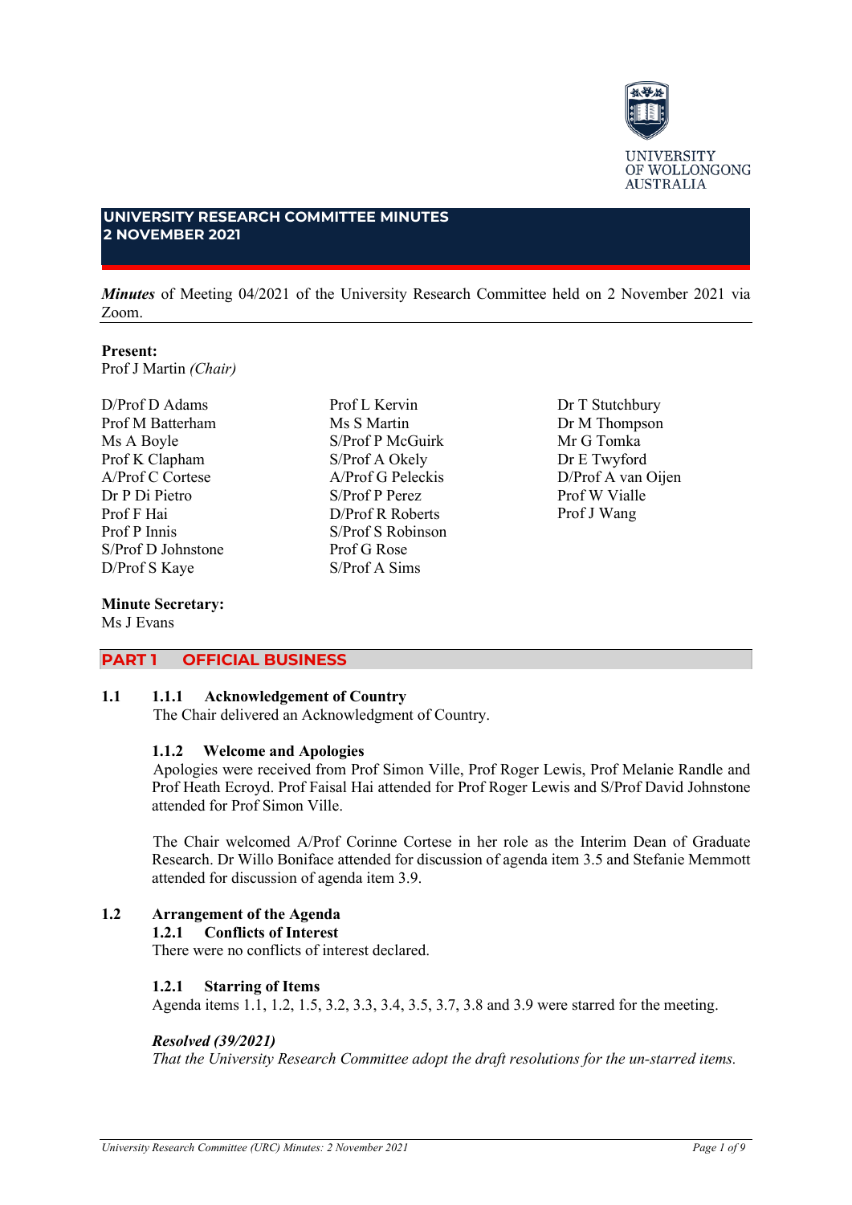# UNIVERSITY RESEARCH COMMITTEE MINUTES
# 2 NOVEMBER 2021

***Minutes*** of Meeting 04/2021 of the University Research Committee held on 2 November 2021 via Zoom.

**Present:**
Prof J Martin *(Chair)*

D/Prof D Adams
Prof M Batterham
Ms A Boyle
Prof K Clapham
A/Prof C Cortese
Dr P Di Pietro
Prof F Hai
Prof P Innis
S/Prof D Johnstone
D/Prof S Kaye
Prof L Kervin
Ms S Martin
S/Prof P McGuirk
S/Prof A Okely
A/Prof G Peleckis
S/Prof P Perez
D/Prof R Roberts
S/Prof S Robinson
Prof G Rose
S/Prof A Sims
Dr T Stutchbury
Dr M Thompson
Mr G Tomka
Dr E Twyford
D/Prof A van Oijen
Prof W Vialle
Prof J Wang

**Minute Secretary:**
Ms J Evans

## PART 1 OFFICIAL BUSINESS

**1.1 1.1.1 Acknowledgement of Country**
The Chair delivered an Acknowledgment of Country.

**1.1.2 Welcome and Apologies**
Apologies were received from Prof Simon Ville, Prof Roger Lewis, Prof Melanie Randle and Prof Heath Ecroyd. Prof Faisal Hai attended for Prof Roger Lewis and S/Prof David Johnstone attended for Prof Simon Ville.

The Chair welcomed A/Prof Corinne Cortese in her role as the Interim Dean of Graduate Research. Dr Willo Boniface attended for discussion of agenda item 3.5 and Stefanie Memmott attended for discussion of agenda item 3.9.

**1.2 Arrangement of the Agenda**

**1.2.1 Conflicts of Interest**
There were no conflicts of interest declared.

**1.2.1 Starring of Items**
Agenda items 1.1, 1.2, 1.5, 3.2, 3.3, 3.4, 3.5, 3.7, 3.8 and 3.9 were starred for the meeting.

***Resolved (39/2021)***
*That the University Research Committee adopt the draft resolutions for the un-starred items.*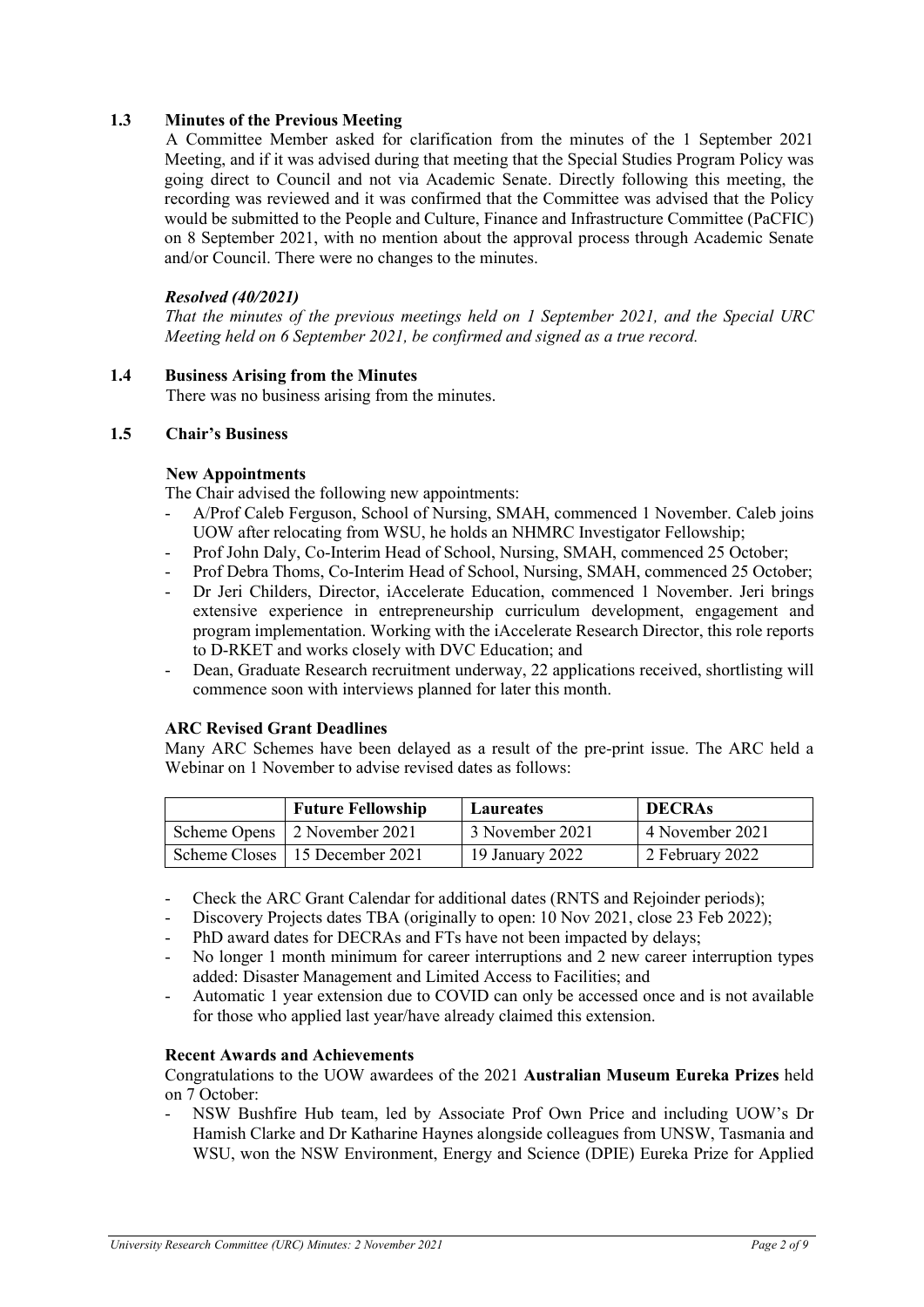### 1.3 Minutes of the Previous Meeting

A Committee Member asked for clarification from the minutes of the 1 September 2021 Meeting, and if it was advised during that meeting that the Special Studies Program Policy was going direct to Council and not via Academic Senate. Directly following this meeting, the recording was reviewed and it was confirmed that the Committee was advised that the Policy would be submitted to the People and Culture, Finance and Infrastructure Committee (PaCFIC) on 8 September 2021, with no mention about the approval process through Academic Senate and/or Council. There were no changes to the minutes.

***Resolved (40/2021)***

*That the minutes of the previous meetings held on 1 September 2021, and the Special URC Meeting held on 6 September 2021, be confirmed and signed as a true record.*

### 1.4 Business Arising from the Minutes

There was no business arising from the minutes.

### 1.5 Chair's Business

**New Appointments**

The Chair advised the following new appointments:

- A/Prof Caleb Ferguson, School of Nursing, SMAH, commenced 1 November. Caleb joins UOW after relocating from WSU, he holds an NHMRC Investigator Fellowship;
- Prof John Daly, Co-Interim Head of School, Nursing, SMAH, commenced 25 October;
- Prof Debra Thoms, Co-Interim Head of School, Nursing, SMAH, commenced 25 October;
- Dr Jeri Childers, Director, iAccelerate Education, commenced 1 November. Jeri brings extensive experience in entrepreneurship curriculum development, engagement and program implementation. Working with the iAccelerate Research Director, this role reports to D-RKET and works closely with DVC Education; and
- Dean, Graduate Research recruitment underway, 22 applications received, shortlisting will commence soon with interviews planned for later this month.

**ARC Revised Grant Deadlines**

Many ARC Schemes have been delayed as a result of the pre-print issue. The ARC held a Webinar on 1 November to advise revised dates as follows:

| | **Future Fellowship** | **Laureates** | **DECRAs** |
|---|---|---|---|
| Scheme Opens | 2 November 2021 | 3 November 2021 | 4 November 2021 |
| Scheme Closes | 15 December 2021 | 19 January 2022 | 2 February 2022 |

- Check the ARC Grant Calendar for additional dates (RNTS and Rejoinder periods);
- Discovery Projects dates TBA (originally to open: 10 Nov 2021, close 23 Feb 2022);
- PhD award dates for DECRAs and FTs have not been impacted by delays;
- No longer 1 month minimum for career interruptions and 2 new career interruption types added: Disaster Management and Limited Access to Facilities; and
- Automatic 1 year extension due to COVID can only be accessed once and is not available for those who applied last year/have already claimed this extension.

**Recent Awards and Achievements**

Congratulations to the UOW awardees of the 2021 **Australian Museum Eureka Prizes** held on 7 October:

- NSW Bushfire Hub team, led by Associate Prof Own Price and including UOW's Dr Hamish Clarke and Dr Katharine Haynes alongside colleagues from UNSW, Tasmania and WSU, won the NSW Environment, Energy and Science (DPIE) Eureka Prize for Applied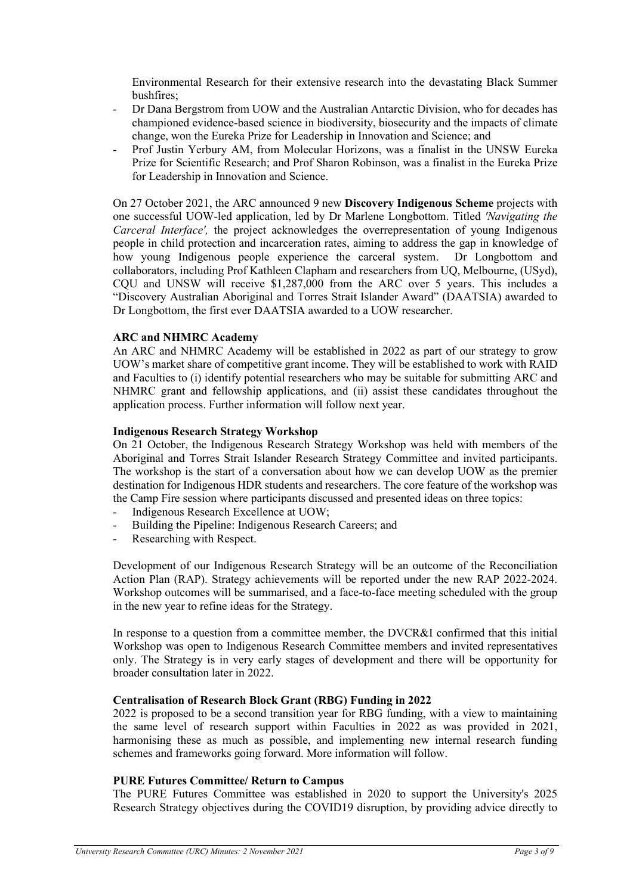Environmental Research for their extensive research into the devastating Black Summer bushfires;

- Dr Dana Bergstrom from UOW and the Australian Antarctic Division, who for decades has championed evidence-based science in biodiversity, biosecurity and the impacts of climate change, won the Eureka Prize for Leadership in Innovation and Science; and
- Prof Justin Yerbury AM, from Molecular Horizons, was a finalist in the UNSW Eureka Prize for Scientific Research; and Prof Sharon Robinson, was a finalist in the Eureka Prize for Leadership in Innovation and Science.

On 27 October 2021, the ARC announced 9 new **Discovery Indigenous Scheme** projects with one successful UOW-led application, led by Dr Marlene Longbottom. Titled *'Navigating the Carceral Interface',* the project acknowledges the overrepresentation of young Indigenous people in child protection and incarceration rates, aiming to address the gap in knowledge of how young Indigenous people experience the carceral system. Dr Longbottom and collaborators, including Prof Kathleen Clapham and researchers from UQ, Melbourne, (USyd), CQU and UNSW will receive $1,287,000 from the ARC over 5 years. This includes a "Discovery Australian Aboriginal and Torres Strait Islander Award" (DAATSIA) awarded to Dr Longbottom, the first ever DAATSIA awarded to a UOW researcher.

**ARC and NHMRC Academy**

An ARC and NHMRC Academy will be established in 2022 as part of our strategy to grow UOW's market share of competitive grant income. They will be established to work with RAID and Faculties to (i) identify potential researchers who may be suitable for submitting ARC and NHMRC grant and fellowship applications, and (ii) assist these candidates throughout the application process. Further information will follow next year.

**Indigenous Research Strategy Workshop**

On 21 October, the Indigenous Research Strategy Workshop was held with members of the Aboriginal and Torres Strait Islander Research Strategy Committee and invited participants. The workshop is the start of a conversation about how we can develop UOW as the premier destination for Indigenous HDR students and researchers. The core feature of the workshop was the Camp Fire session where participants discussed and presented ideas on three topics:

- Indigenous Research Excellence at UOW;
- Building the Pipeline: Indigenous Research Careers; and
- Researching with Respect.

Development of our Indigenous Research Strategy will be an outcome of the Reconciliation Action Plan (RAP). Strategy achievements will be reported under the new RAP 2022-2024. Workshop outcomes will be summarised, and a face-to-face meeting scheduled with the group in the new year to refine ideas for the Strategy.

In response to a question from a committee member, the DVCR&I confirmed that this initial Workshop was open to Indigenous Research Committee members and invited representatives only. The Strategy is in very early stages of development and there will be opportunity for broader consultation later in 2022.

**Centralisation of Research Block Grant (RBG) Funding in 2022**

2022 is proposed to be a second transition year for RBG funding, with a view to maintaining the same level of research support within Faculties in 2022 as was provided in 2021, harmonising these as much as possible, and implementing new internal research funding schemes and frameworks going forward. More information will follow.

**PURE Futures Committee/ Return to Campus**

The PURE Futures Committee was established in 2020 to support the University's 2025 Research Strategy objectives during the COVID19 disruption, by providing advice directly to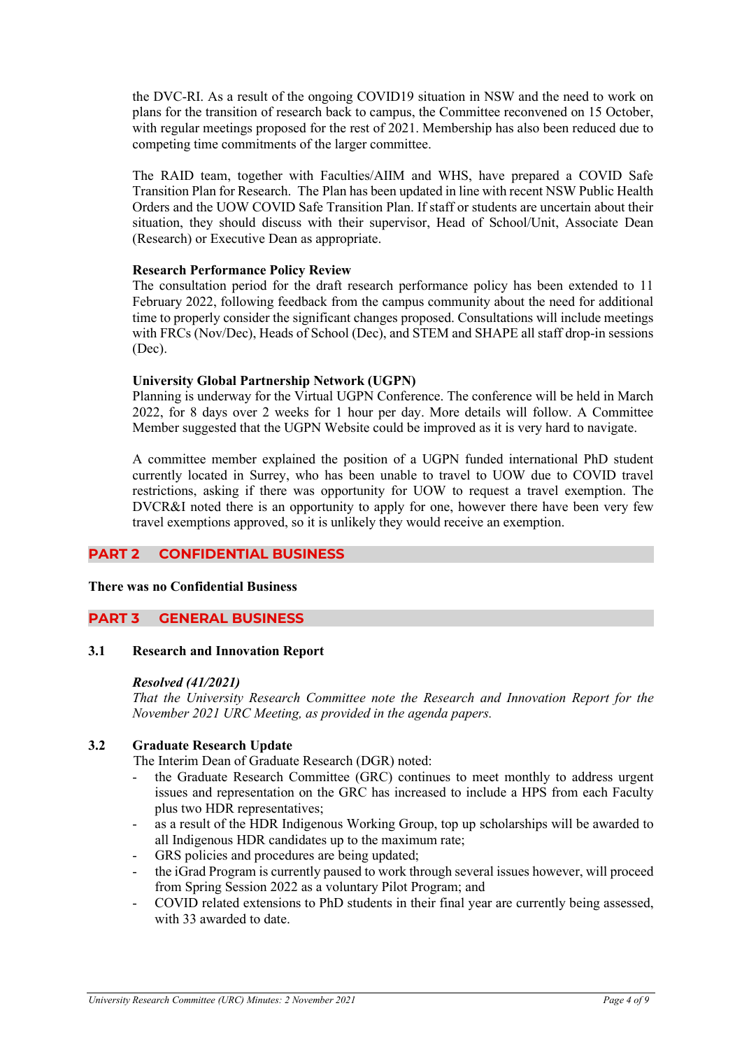the DVC-RI. As a result of the ongoing COVID19 situation in NSW and the need to work on plans for the transition of research back to campus, the Committee reconvened on 15 October, with regular meetings proposed for the rest of 2021. Membership has also been reduced due to competing time commitments of the larger committee.

The RAID team, together with Faculties/AIIM and WHS, have prepared a COVID Safe Transition Plan for Research. The Plan has been updated in line with recent NSW Public Health Orders and the UOW COVID Safe Transition Plan. If staff or students are uncertain about their situation, they should discuss with their supervisor, Head of School/Unit, Associate Dean (Research) or Executive Dean as appropriate.

**Research Performance Policy Review**

The consultation period for the draft research performance policy has been extended to 11 February 2022, following feedback from the campus community about the need for additional time to properly consider the significant changes proposed. Consultations will include meetings with FRCs (Nov/Dec), Heads of School (Dec), and STEM and SHAPE all staff drop-in sessions (Dec).

**University Global Partnership Network (UGPN)**

Planning is underway for the Virtual UGPN Conference. The conference will be held in March 2022, for 8 days over 2 weeks for 1 hour per day. More details will follow. A Committee Member suggested that the UGPN Website could be improved as it is very hard to navigate.

A committee member explained the position of a UGPN funded international PhD student currently located in Surrey, who has been unable to travel to UOW due to COVID travel restrictions, asking if there was opportunity for UOW to request a travel exemption. The DVCR&I noted there is an opportunity to apply for one, however there have been very few travel exemptions approved, so it is unlikely they would receive an exemption.

## PART 2 CONFIDENTIAL BUSINESS

**There was no Confidential Business**

## PART 3 GENERAL BUSINESS

### 3.1 Research and Innovation Report

***Resolved (41/2021)***

*That the University Research Committee note the Research and Innovation Report for the November 2021 URC Meeting, as provided in the agenda papers.*

### 3.2 Graduate Research Update

The Interim Dean of Graduate Research (DGR) noted:

- the Graduate Research Committee (GRC) continues to meet monthly to address urgent issues and representation on the GRC has increased to include a HPS from each Faculty plus two HDR representatives;
- as a result of the HDR Indigenous Working Group, top up scholarships will be awarded to all Indigenous HDR candidates up to the maximum rate;
- GRS policies and procedures are being updated;
- the iGrad Program is currently paused to work through several issues however, will proceed from Spring Session 2022 as a voluntary Pilot Program; and
- COVID related extensions to PhD students in their final year are currently being assessed, with 33 awarded to date.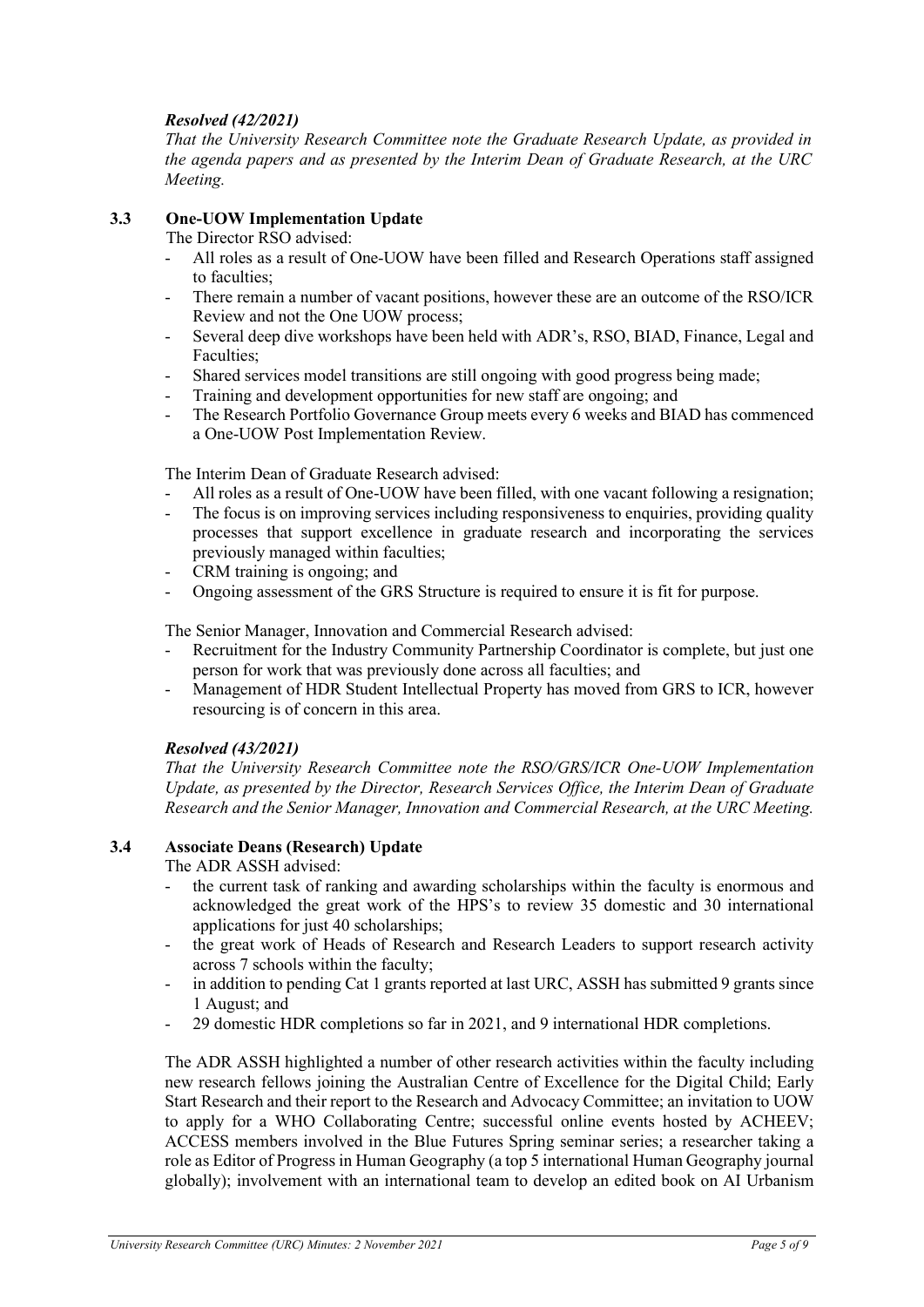***Resolved (42/2021)***

*That the University Research Committee note the Graduate Research Update, as provided in the agenda papers and as presented by the Interim Dean of Graduate Research, at the URC Meeting.*

### 3.3 One-UOW Implementation Update

The Director RSO advised:

- All roles as a result of One-UOW have been filled and Research Operations staff assigned to faculties;
- There remain a number of vacant positions, however these are an outcome of the RSO/ICR Review and not the One UOW process;
- Several deep dive workshops have been held with ADR's, RSO, BIAD, Finance, Legal and Faculties;
- Shared services model transitions are still ongoing with good progress being made;
- Training and development opportunities for new staff are ongoing; and
- The Research Portfolio Governance Group meets every 6 weeks and BIAD has commenced a One-UOW Post Implementation Review.

The Interim Dean of Graduate Research advised:

- All roles as a result of One-UOW have been filled, with one vacant following a resignation;
- The focus is on improving services including responsiveness to enquiries, providing quality processes that support excellence in graduate research and incorporating the services previously managed within faculties;
- CRM training is ongoing; and
- Ongoing assessment of the GRS Structure is required to ensure it is fit for purpose.

The Senior Manager, Innovation and Commercial Research advised:

- Recruitment for the Industry Community Partnership Coordinator is complete, but just one person for work that was previously done across all faculties; and
- Management of HDR Student Intellectual Property has moved from GRS to ICR, however resourcing is of concern in this area.

***Resolved (43/2021)***

*That the University Research Committee note the RSO/GRS/ICR One-UOW Implementation Update, as presented by the Director, Research Services Office, the Interim Dean of Graduate Research and the Senior Manager, Innovation and Commercial Research, at the URC Meeting.*

### 3.4 Associate Deans (Research) Update

The ADR ASSH advised:

- the current task of ranking and awarding scholarships within the faculty is enormous and acknowledged the great work of the HPS's to review 35 domestic and 30 international applications for just 40 scholarships;
- the great work of Heads of Research and Research Leaders to support research activity across 7 schools within the faculty;
- in addition to pending Cat 1 grants reported at last URC, ASSH has submitted 9 grants since 1 August; and
- 29 domestic HDR completions so far in 2021, and 9 international HDR completions.

The ADR ASSH highlighted a number of other research activities within the faculty including new research fellows joining the Australian Centre of Excellence for the Digital Child; Early Start Research and their report to the Research and Advocacy Committee; an invitation to UOW to apply for a WHO Collaborating Centre; successful online events hosted by ACHEEV; ACCESS members involved in the Blue Futures Spring seminar series; a researcher taking a role as Editor of Progress in Human Geography (a top 5 international Human Geography journal globally); involvement with an international team to develop an edited book on AI Urbanism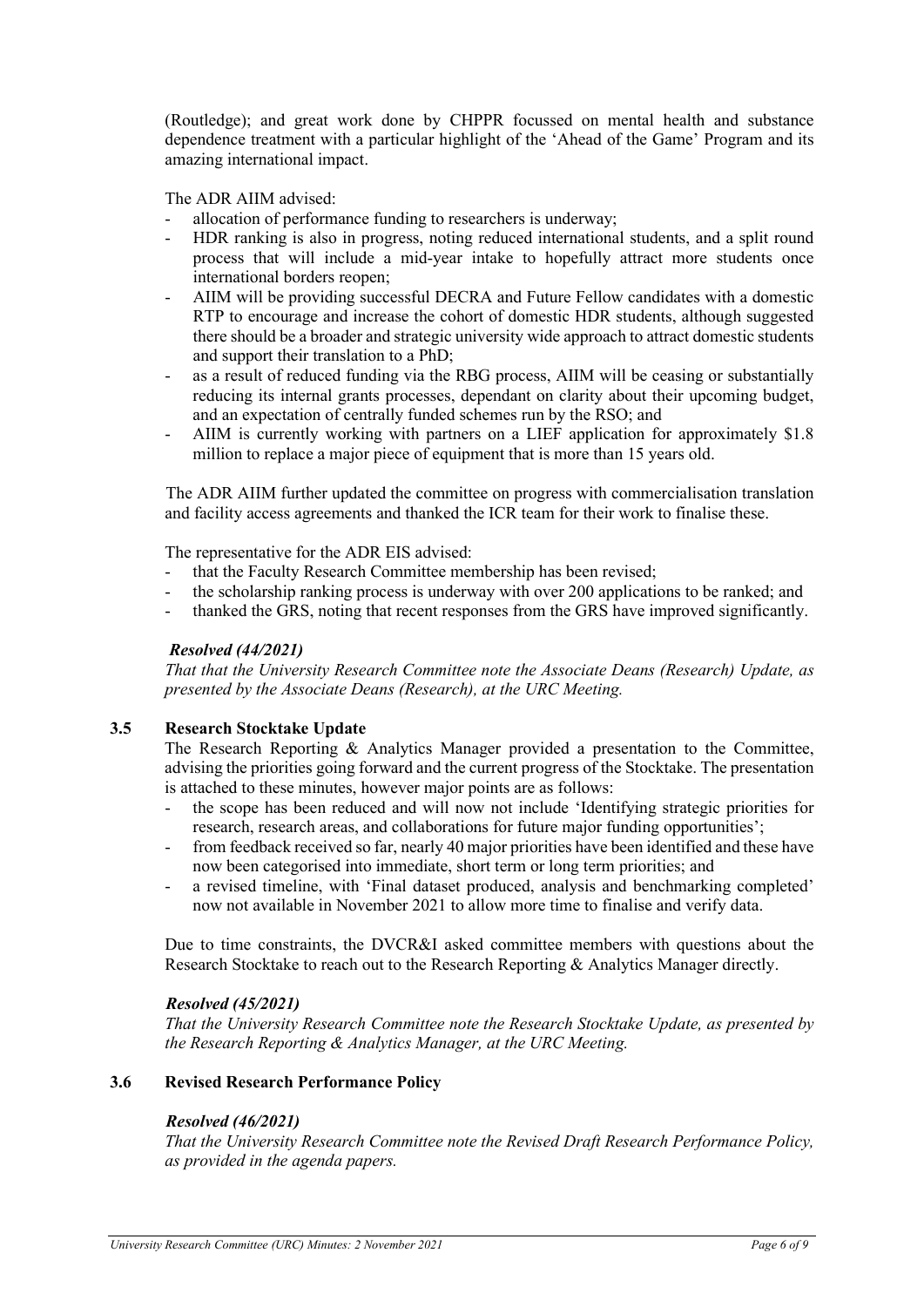(Routledge); and great work done by CHPPR focussed on mental health and substance dependence treatment with a particular highlight of the 'Ahead of the Game' Program and its amazing international impact.

The ADR AIIM advised:

- allocation of performance funding to researchers is underway;
- HDR ranking is also in progress, noting reduced international students, and a split round process that will include a mid-year intake to hopefully attract more students once international borders reopen;
- AIIM will be providing successful DECRA and Future Fellow candidates with a domestic RTP to encourage and increase the cohort of domestic HDR students, although suggested there should be a broader and strategic university wide approach to attract domestic students and support their translation to a PhD;
- as a result of reduced funding via the RBG process, AIIM will be ceasing or substantially reducing its internal grants processes, dependant on clarity about their upcoming budget, and an expectation of centrally funded schemes run by the RSO; and
- AIIM is currently working with partners on a LIEF application for approximately $1.8 million to replace a major piece of equipment that is more than 15 years old.

The ADR AIIM further updated the committee on progress with commercialisation translation and facility access agreements and thanked the ICR team for their work to finalise these.

The representative for the ADR EIS advised:

- that the Faculty Research Committee membership has been revised;
- the scholarship ranking process is underway with over 200 applications to be ranked; and
- thanked the GRS, noting that recent responses from the GRS have improved significantly.

***Resolved (44/2021)***
*That that the University Research Committee note the Associate Deans (Research) Update, as presented by the Associate Deans (Research), at the URC Meeting.*

### 3.5 Research Stocktake Update

The Research Reporting & Analytics Manager provided a presentation to the Committee, advising the priorities going forward and the current progress of the Stocktake. The presentation is attached to these minutes, however major points are as follows:

- the scope has been reduced and will now not include 'Identifying strategic priorities for research, research areas, and collaborations for future major funding opportunities';
- from feedback received so far, nearly 40 major priorities have been identified and these have now been categorised into immediate, short term or long term priorities; and
- a revised timeline, with 'Final dataset produced, analysis and benchmarking completed' now not available in November 2021 to allow more time to finalise and verify data.

Due to time constraints, the DVCR&I asked committee members with questions about the Research Stocktake to reach out to the Research Reporting & Analytics Manager directly.

***Resolved (45/2021)***
*That the University Research Committee note the Research Stocktake Update, as presented by the Research Reporting & Analytics Manager, at the URC Meeting.*

### 3.6 Revised Research Performance Policy

***Resolved (46/2021)***
*That the University Research Committee note the Revised Draft Research Performance Policy, as provided in the agenda papers.*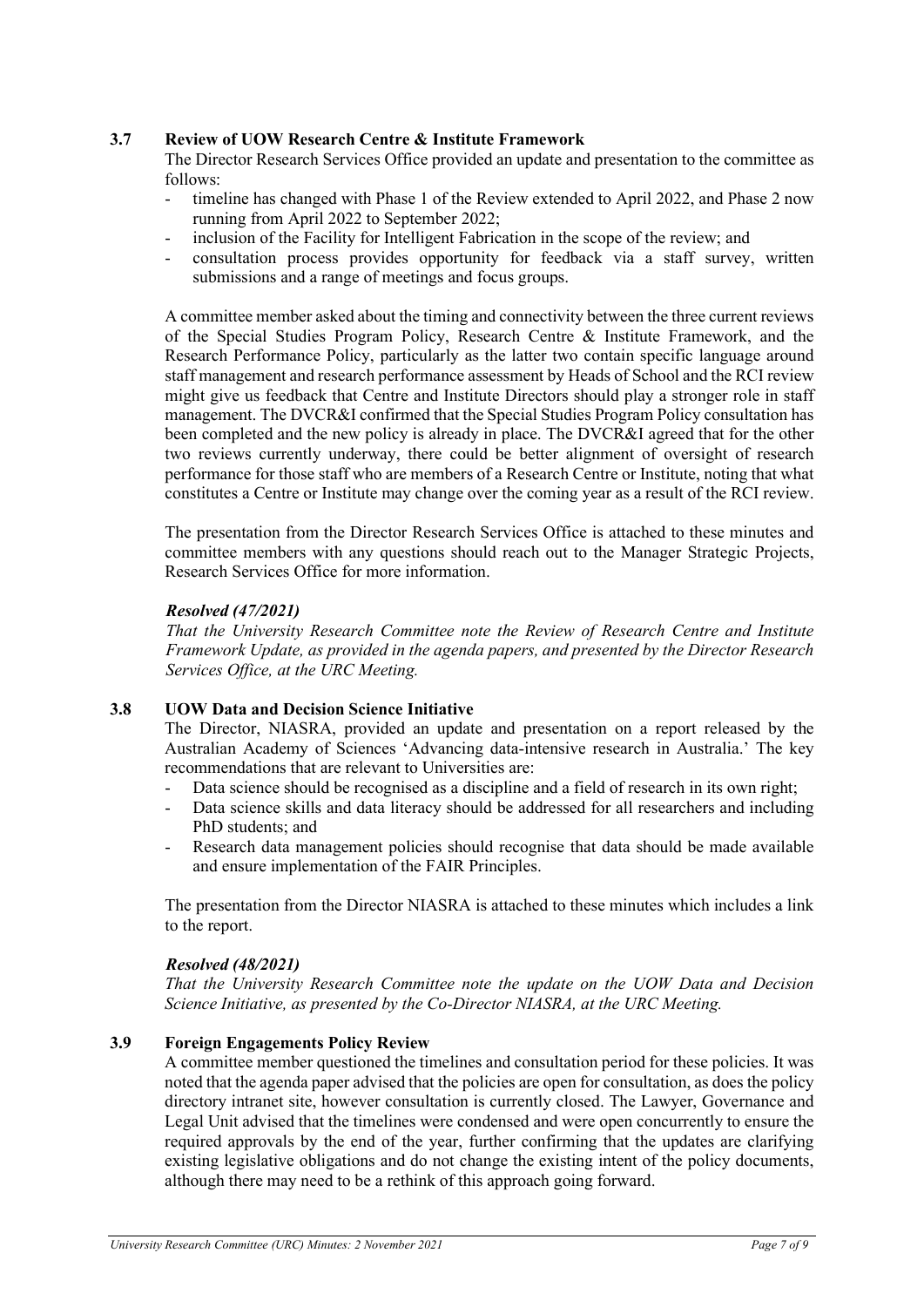### 3.7 Review of UOW Research Centre & Institute Framework

The Director Research Services Office provided an update and presentation to the committee as follows:

- timeline has changed with Phase 1 of the Review extended to April 2022, and Phase 2 now running from April 2022 to September 2022;
- inclusion of the Facility for Intelligent Fabrication in the scope of the review; and
- consultation process provides opportunity for feedback via a staff survey, written submissions and a range of meetings and focus groups.

A committee member asked about the timing and connectivity between the three current reviews of the Special Studies Program Policy, Research Centre & Institute Framework, and the Research Performance Policy, particularly as the latter two contain specific language around staff management and research performance assessment by Heads of School and the RCI review might give us feedback that Centre and Institute Directors should play a stronger role in staff management. The DVCR&I confirmed that the Special Studies Program Policy consultation has been completed and the new policy is already in place. The DVCR&I agreed that for the other two reviews currently underway, there could be better alignment of oversight of research performance for those staff who are members of a Research Centre or Institute, noting that what constitutes a Centre or Institute may change over the coming year as a result of the RCI review.

The presentation from the Director Research Services Office is attached to these minutes and committee members with any questions should reach out to the Manager Strategic Projects, Research Services Office for more information.

***Resolved (47/2021)***

*That the University Research Committee note the Review of Research Centre and Institute Framework Update, as provided in the agenda papers, and presented by the Director Research Services Office, at the URC Meeting.*

### 3.8 UOW Data and Decision Science Initiative

The Director, NIASRA, provided an update and presentation on a report released by the Australian Academy of Sciences 'Advancing data-intensive research in Australia.' The key recommendations that are relevant to Universities are:

- Data science should be recognised as a discipline and a field of research in its own right;
- Data science skills and data literacy should be addressed for all researchers and including PhD students; and
- Research data management policies should recognise that data should be made available and ensure implementation of the FAIR Principles.

The presentation from the Director NIASRA is attached to these minutes which includes a link to the report.

***Resolved (48/2021)***

*That the University Research Committee note the update on the UOW Data and Decision Science Initiative, as presented by the Co-Director NIASRA, at the URC Meeting.*

### 3.9 Foreign Engagements Policy Review

A committee member questioned the timelines and consultation period for these policies. It was noted that the agenda paper advised that the policies are open for consultation, as does the policy directory intranet site, however consultation is currently closed. The Lawyer, Governance and Legal Unit advised that the timelines were condensed and were open concurrently to ensure the required approvals by the end of the year, further confirming that the updates are clarifying existing legislative obligations and do not change the existing intent of the policy documents, although there may need to be a rethink of this approach going forward.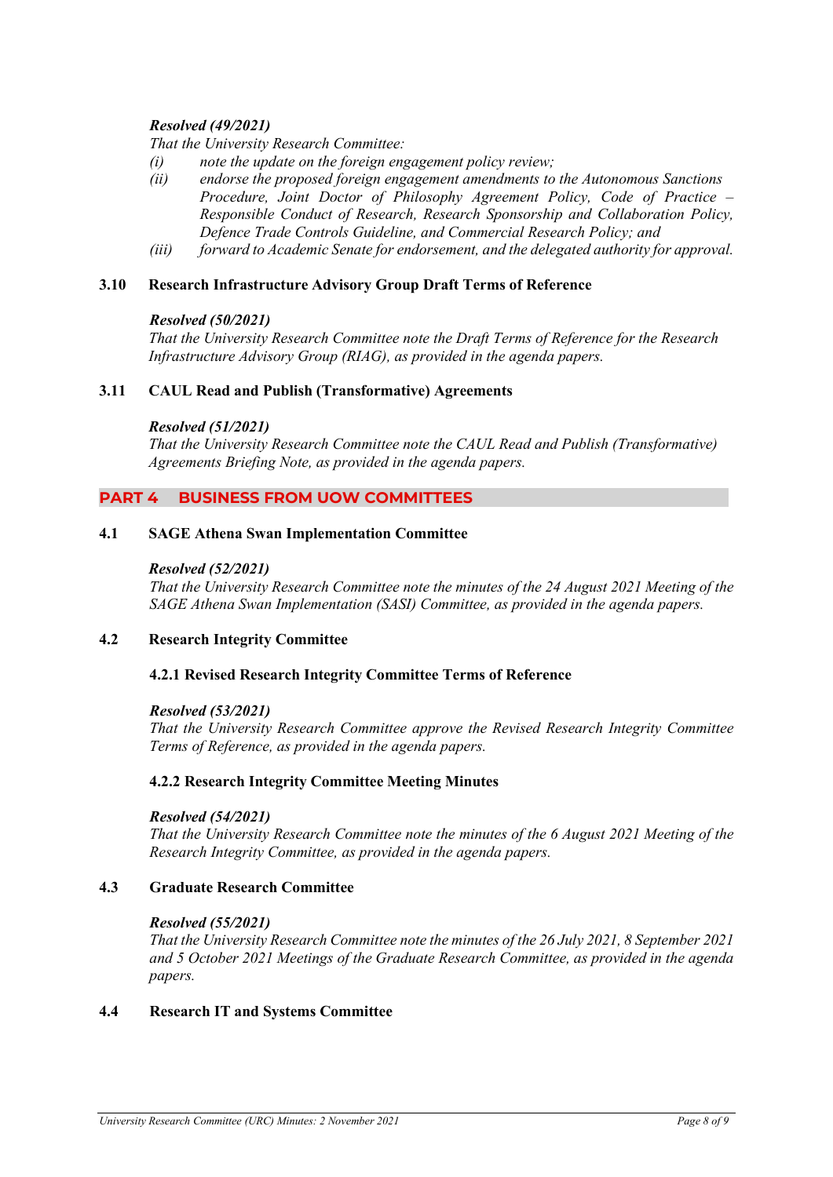***Resolved (49/2021)***
*That the University Research Committee:*

*(i)* *note the update on the foreign engagement policy review;*
*(ii)* *endorse the proposed foreign engagement amendments to the Autonomous Sanctions Procedure, Joint Doctor of Philosophy Agreement Policy, Code of Practice – Responsible Conduct of Research, Research Sponsorship and Collaboration Policy, Defence Trade Controls Guideline, and Commercial Research Policy; and*
*(iii)* *forward to Academic Senate for endorsement, and the delegated authority for approval.*

### 3.10 Research Infrastructure Advisory Group Draft Terms of Reference

***Resolved (50/2021)***
*That the University Research Committee note the Draft Terms of Reference for the Research Infrastructure Advisory Group (RIAG), as provided in the agenda papers.*

### 3.11 CAUL Read and Publish (Transformative) Agreements

***Resolved (51/2021)***
*That the University Research Committee note the CAUL Read and Publish (Transformative) Agreements Briefing Note, as provided in the agenda papers.*

## PART 4 BUSINESS FROM UOW COMMITTEES

### 4.1 SAGE Athena Swan Implementation Committee

***Resolved (52/2021)***
*That the University Research Committee note the minutes of the 24 August 2021 Meeting of the SAGE Athena Swan Implementation (SASI) Committee, as provided in the agenda papers.*

### 4.2 Research Integrity Committee

#### 4.2.1 Revised Research Integrity Committee Terms of Reference

***Resolved (53/2021)***
*That the University Research Committee approve the Revised Research Integrity Committee Terms of Reference, as provided in the agenda papers.*

#### 4.2.2 Research Integrity Committee Meeting Minutes

***Resolved (54/2021)***
*That the University Research Committee note the minutes of the 6 August 2021 Meeting of the Research Integrity Committee, as provided in the agenda papers.*

### 4.3 Graduate Research Committee

***Resolved (55/2021)***
*That the University Research Committee note the minutes of the 26 July 2021, 8 September 2021 and 5 October 2021 Meetings of the Graduate Research Committee, as provided in the agenda papers.*

### 4.4 Research IT and Systems Committee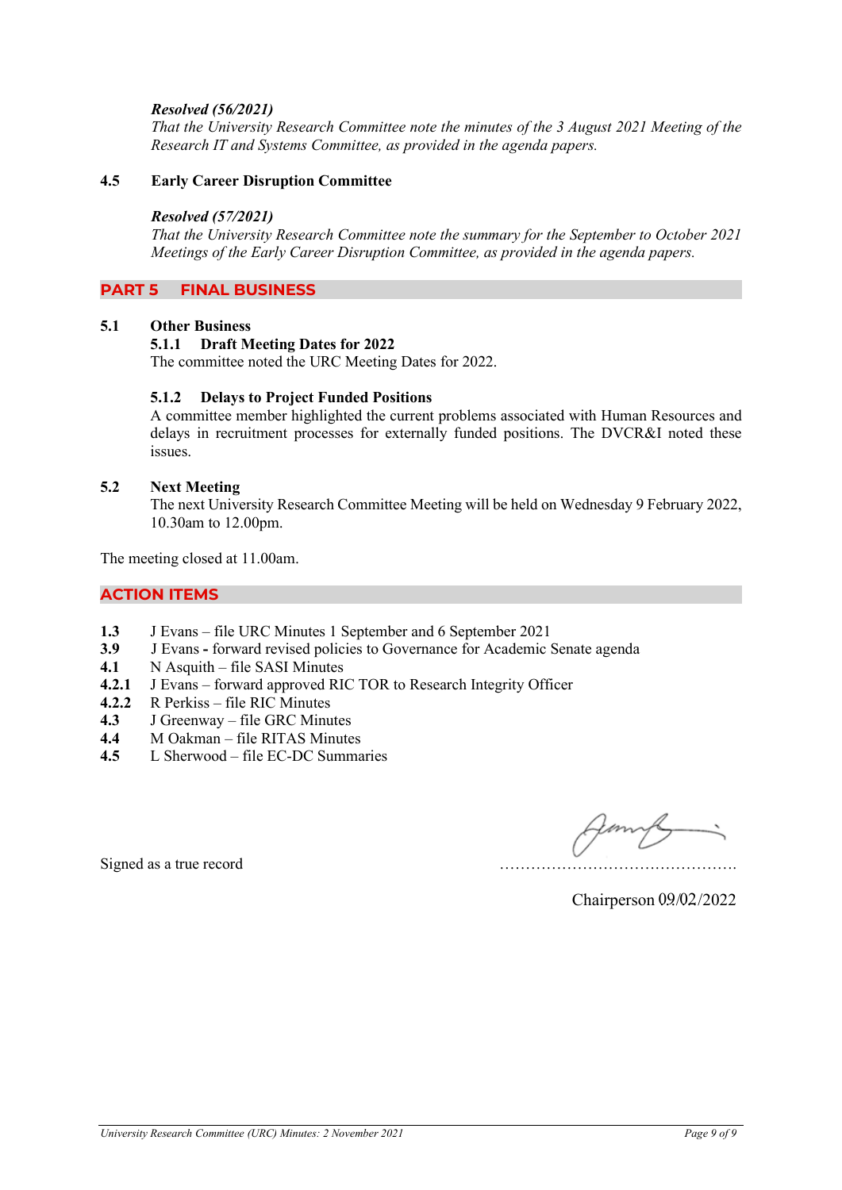***Resolved (56/2021)***
*That the University Research Committee note the minutes of the 3 August 2021 Meeting of the Research IT and Systems Committee, as provided in the agenda papers.*

**4.5 Early Career Disruption Committee**

***Resolved (57/2021)***
*That the University Research Committee note the summary for the September to October 2021 Meetings of the Early Career Disruption Committee, as provided in the agenda papers.*

## PART 5 FINAL BUSINESS

**5.1 Other Business**

**5.1.1 Draft Meeting Dates for 2022**
The committee noted the URC Meeting Dates for 2022.

**5.1.2 Delays to Project Funded Positions**
A committee member highlighted the current problems associated with Human Resources and delays in recruitment processes for externally funded positions. The DVCR&I noted these issues.

**5.2 Next Meeting**
The next University Research Committee Meeting will be held on Wednesday 9 February 2022, 10.30am to 12.00pm.

The meeting closed at 11.00am.

## ACTION ITEMS

**1.3** J Evans – file URC Minutes 1 September and 6 September 2021
**3.9** J Evans **-** forward revised policies to Governance for Academic Senate agenda
**4.1** N Asquith – file SASI Minutes
**4.2.1** J Evans – forward approved RIC TOR to Research Integrity Officer
**4.2.2** R Perkiss – file RIC Minutes
**4.3** J Greenway – file GRC Minutes
**4.4** M Oakman – file RITAS Minutes
**4.5** L Sherwood – file EC-DC Summaries

Signed as a true record ……………………………………….

Chairperson 09/02/2022